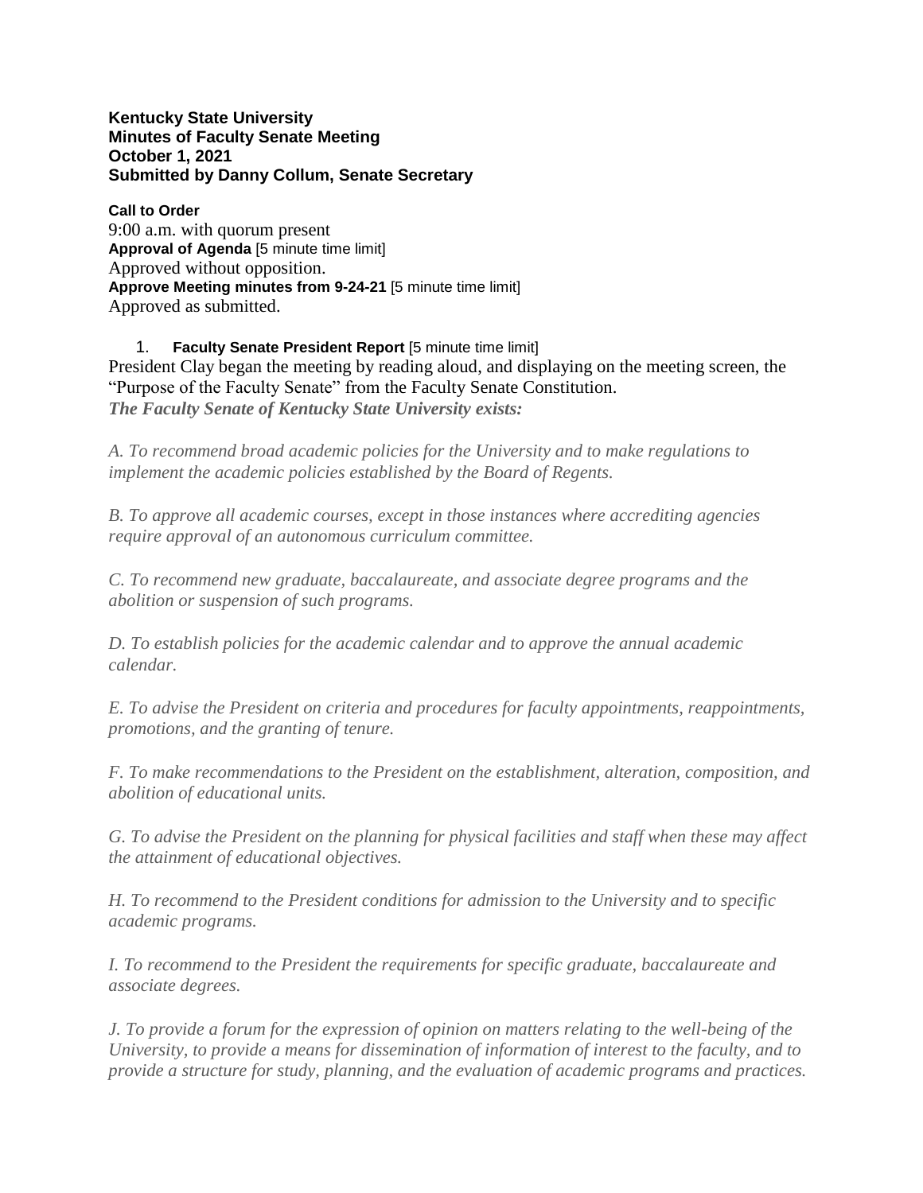**Kentucky State University**
**Minutes of Faculty Senate Meeting**
**October 1, 2021**
**Submitted by Danny Collum, Senate Secretary**

**Call to Order**
9:00 a.m. with quorum present
**Approval of Agenda** [5 minute time limit]
Approved without opposition.
**Approve Meeting minutes from 9-24-21** [5 minute time limit]
Approved as submitted.

1. **Faculty Senate President Report** [5 minute time limit]

President Clay began the meeting by reading aloud, and displaying on the meeting screen, the "Purpose of the Faculty Senate" from the Faculty Senate Constitution.
***The Faculty Senate of Kentucky State University exists:***

*A. To recommend broad academic policies for the University and to make regulations to implement the academic policies established by the Board of Regents.*

*B. To approve all academic courses, except in those instances where accrediting agencies require approval of an autonomous curriculum committee.*

*C. To recommend new graduate, baccalaureate, and associate degree programs and the abolition or suspension of such programs.*

*D. To establish policies for the academic calendar and to approve the annual academic calendar.*

*E. To advise the President on criteria and procedures for faculty appointments, reappointments, promotions, and the granting of tenure.*

*F. To make recommendations to the President on the establishment, alteration, composition, and abolition of educational units.*

*G. To advise the President on the planning for physical facilities and staff when these may affect the attainment of educational objectives.*

*H. To recommend to the President conditions for admission to the University and to specific academic programs.*

*I. To recommend to the President the requirements for specific graduate, baccalaureate and associate degrees.*

*J. To provide a forum for the expression of opinion on matters relating to the well-being of the University, to provide a means for dissemination of information of interest to the faculty, and to provide a structure for study, planning, and the evaluation of academic programs and practices.*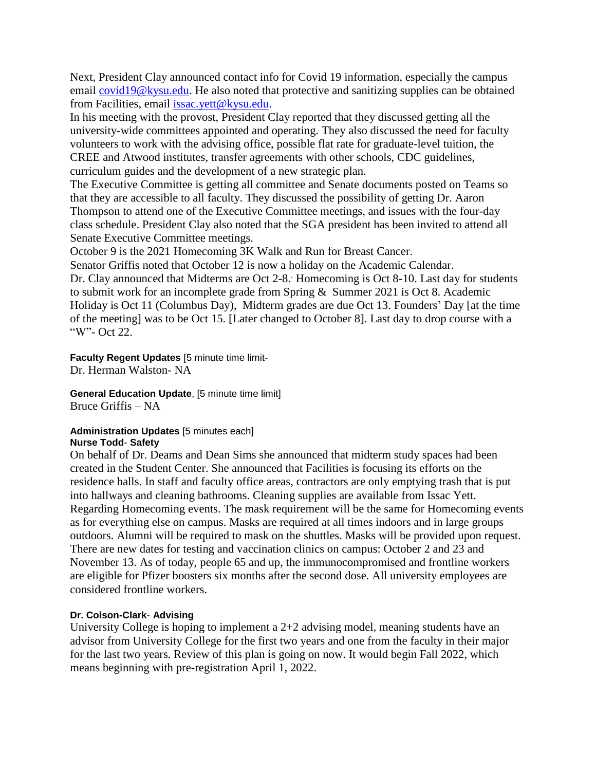Next, President Clay announced contact info for Covid 19 information, especially the campus email covid19@kysu.edu. He also noted that protective and sanitizing supplies can be obtained from Facilities, email issac.yett@kysu.edu.

In his meeting with the provost, President Clay reported that they discussed getting all the university-wide committees appointed and operating. They also discussed the need for faculty volunteers to work with the advising office, possible flat rate for graduate-level tuition, the CREE and Atwood institutes, transfer agreements with other schools, CDC guidelines, curriculum guides and the development of a new strategic plan.

The Executive Committee is getting all committee and Senate documents posted on Teams so that they are accessible to all faculty. They discussed the possibility of getting Dr. Aaron Thompson to attend one of the Executive Committee meetings, and issues with the four-day class schedule. President Clay also noted that the SGA president has been invited to attend all Senate Executive Committee meetings.

October 9 is the 2021 Homecoming 3K Walk and Run for Breast Cancer.

Senator Griffis noted that October 12 is now a holiday on the Academic Calendar.

Dr. Clay announced that Midterms are Oct 2-8. Homecoming is Oct 8-10. Last day for students to submit work for an incomplete grade from Spring & Summer 2021 is Oct 8. Academic Holiday is Oct 11 (Columbus Day), Midterm grades are due Oct 13. Founders' Day [at the time of the meeting] was to be Oct 15. [Later changed to October 8]. Last day to drop course with a "W"- Oct 22.

**Faculty Regent Updates** [5 minute time limit-
Dr. Herman Walston- NA

**General Education Update**, [5 minute time limit]
Bruce Griffis – NA

**Administration Updates** [5 minutes each]

**Nurse Todd**- **Safety**

On behalf of Dr. Deams and Dean Sims she announced that midterm study spaces had been created in the Student Center. She announced that Facilities is focusing its efforts on the residence halls. In staff and faculty office areas, contractors are only emptying trash that is put into hallways and cleaning bathrooms. Cleaning supplies are available from Issac Yett. Regarding Homecoming events. The mask requirement will be the same for Homecoming events as for everything else on campus. Masks are required at all times indoors and in large groups outdoors. Alumni will be required to mask on the shuttles. Masks will be provided upon request. There are new dates for testing and vaccination clinics on campus: October 2 and 23 and November 13. As of today, people 65 and up, the immunocompromised and frontline workers are eligible for Pfizer boosters six months after the second dose. All university employees are considered frontline workers.

**Dr. Colson-Clark**- **Advising**

University College is hoping to implement a 2+2 advising model, meaning students have an advisor from University College for the first two years and one from the faculty in their major for the last two years. Review of this plan is going on now. It would begin Fall 2022, which means beginning with pre-registration April 1, 2022.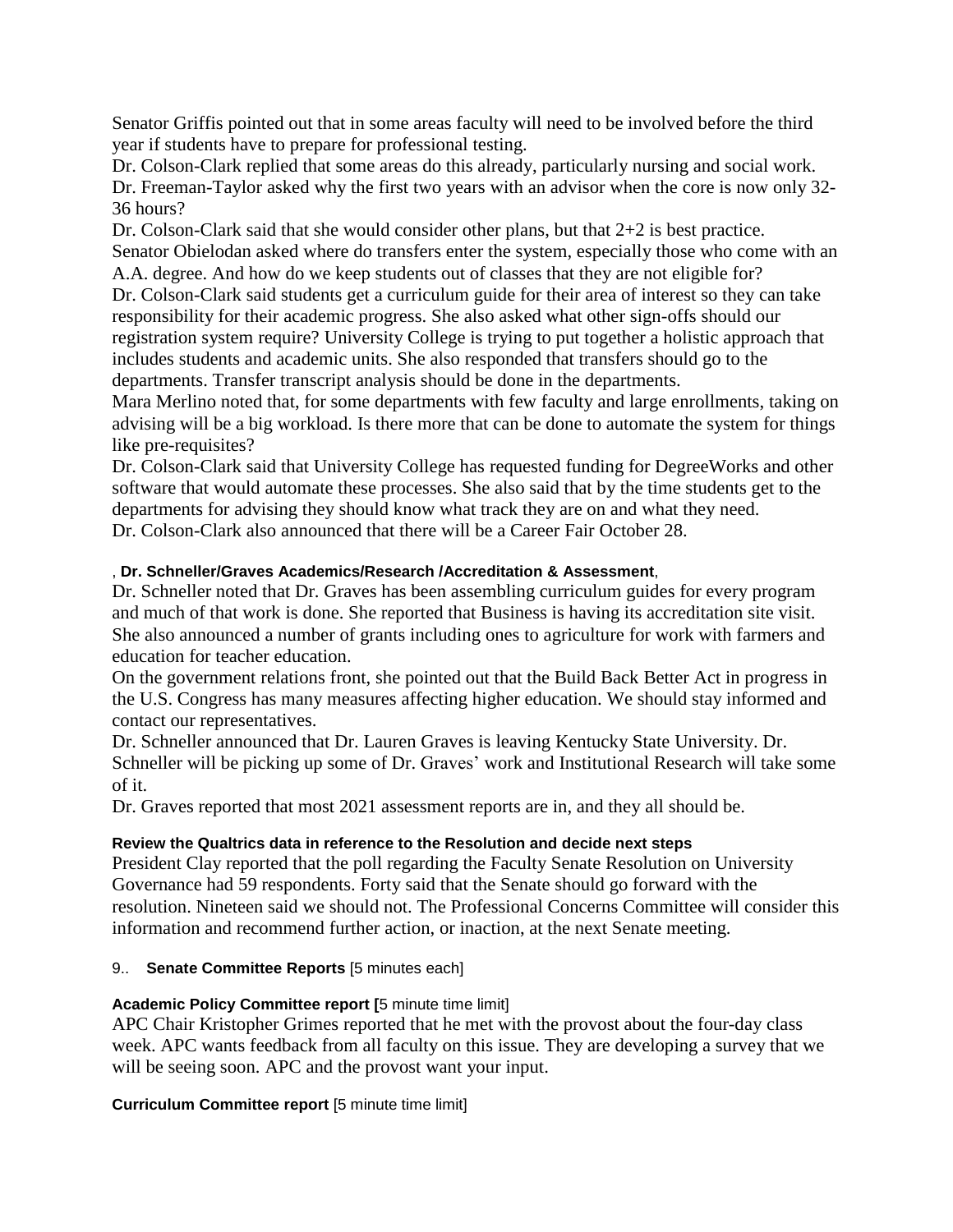Senator Griffis pointed out that in some areas faculty will need to be involved before the third year if students have to prepare for professional testing.

Dr. Colson-Clark replied that some areas do this already, particularly nursing and social work.

Dr. Freeman-Taylor asked why the first two years with an advisor when the core is now only 32-36 hours?

Dr. Colson-Clark said that she would consider other plans, but that 2+2 is best practice.

Senator Obielodan asked where do transfers enter the system, especially those who come with an A.A. degree. And how do we keep students out of classes that they are not eligible for?

Dr. Colson-Clark said students get a curriculum guide for their area of interest so they can take responsibility for their academic progress. She also asked what other sign-offs should our registration system require? University College is trying to put together a holistic approach that includes students and academic units. She also responded that transfers should go to the departments. Transfer transcript analysis should be done in the departments.

Mara Merlino noted that, for some departments with few faculty and large enrollments, taking on advising will be a big workload. Is there more that can be done to automate the system for things like pre-requisites?

Dr. Colson-Clark said that University College has requested funding for DegreeWorks and other software that would automate these processes. She also said that by the time students get to the departments for advising they should know what track they are on and what they need.

Dr. Colson-Clark also announced that there will be a Career Fair October 28.

, **Dr. Schneller/Graves Academics/Research /Accreditation & Assessment**,

Dr. Schneller noted that Dr. Graves has been assembling curriculum guides for every program and much of that work is done. She reported that Business is having its accreditation site visit. She also announced a number of grants including ones to agriculture for work with farmers and education for teacher education.

On the government relations front, she pointed out that the Build Back Better Act in progress in the U.S. Congress has many measures affecting higher education. We should stay informed and contact our representatives.

Dr. Schneller announced that Dr. Lauren Graves is leaving Kentucky State University. Dr. Schneller will be picking up some of Dr. Graves' work and Institutional Research will take some of it.

Dr. Graves reported that most 2021 assessment reports are in, and they all should be.

**Review the Qualtrics data in reference to the Resolution and decide next steps**

President Clay reported that the poll regarding the Faculty Senate Resolution on University Governance had 59 respondents. Forty said that the Senate should go forward with the resolution. Nineteen said we should not. The Professional Concerns Committee will consider this information and recommend further action, or inaction, at the next Senate meeting.

9.. **Senate Committee Reports** [5 minutes each]

**Academic Policy Committee report [**5 minute time limit]

APC Chair Kristopher Grimes reported that he met with the provost about the four-day class week. APC wants feedback from all faculty on this issue. They are developing a survey that we will be seeing soon. APC and the provost want your input.

**Curriculum Committee report** [5 minute time limit]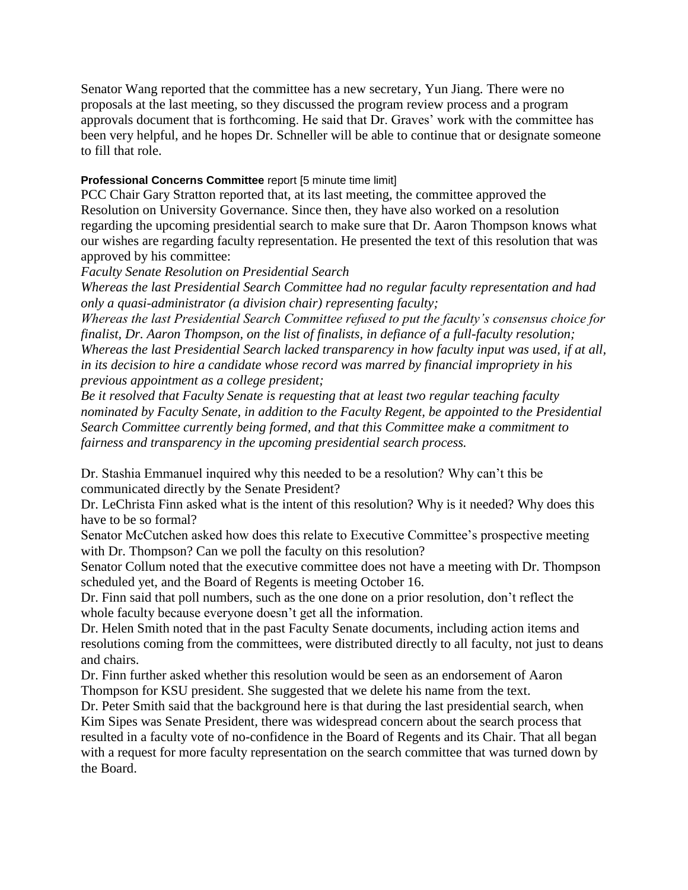Senator Wang reported that the committee has a new secretary, Yun Jiang. There were no proposals at the last meeting, so they discussed the program review process and a program approvals document that is forthcoming. He said that Dr. Graves' work with the committee has been very helpful, and he hopes Dr. Schneller will be able to continue that or designate someone to fill that role.

**Professional Concerns Committee** report [5 minute time limit]

PCC Chair Gary Stratton reported that, at its last meeting, the committee approved the Resolution on University Governance. Since then, they have also worked on a resolution regarding the upcoming presidential search to make sure that Dr. Aaron Thompson knows what our wishes are regarding faculty representation. He presented the text of this resolution that was approved by his committee:

*Faculty Senate Resolution on Presidential Search*

*Whereas the last Presidential Search Committee had no regular faculty representation and had only a quasi-administrator (a division chair) representing faculty;*

*Whereas the last Presidential Search Committee refused to put the faculty's consensus choice for finalist, Dr. Aaron Thompson, on the list of finalists, in defiance of a full-faculty resolution;*

*Whereas the last Presidential Search lacked transparency in how faculty input was used, if at all, in its decision to hire a candidate whose record was marred by financial impropriety in his previous appointment as a college president;*

*Be it resolved that Faculty Senate is requesting that at least two regular teaching faculty nominated by Faculty Senate, in addition to the Faculty Regent, be appointed to the Presidential Search Committee currently being formed, and that this Committee make a commitment to fairness and transparency in the upcoming presidential search process.*

Dr. Stashia Emmanuel inquired why this needed to be a resolution? Why can't this be communicated directly by the Senate President?

Dr. LeChrista Finn asked what is the intent of this resolution? Why is it needed? Why does this have to be so formal?

Senator McCutchen asked how does this relate to Executive Committee's prospective meeting with Dr. Thompson? Can we poll the faculty on this resolution?

Senator Collum noted that the executive committee does not have a meeting with Dr. Thompson scheduled yet, and the Board of Regents is meeting October 16.

Dr. Finn said that poll numbers, such as the one done on a prior resolution, don't reflect the whole faculty because everyone doesn't get all the information.

Dr. Helen Smith noted that in the past Faculty Senate documents, including action items and resolutions coming from the committees, were distributed directly to all faculty, not just to deans and chairs.

Dr. Finn further asked whether this resolution would be seen as an endorsement of Aaron Thompson for KSU president. She suggested that we delete his name from the text.

Dr. Peter Smith said that the background here is that during the last presidential search, when Kim Sipes was Senate President, there was widespread concern about the search process that resulted in a faculty vote of no-confidence in the Board of Regents and its Chair. That all began with a request for more faculty representation on the search committee that was turned down by the Board.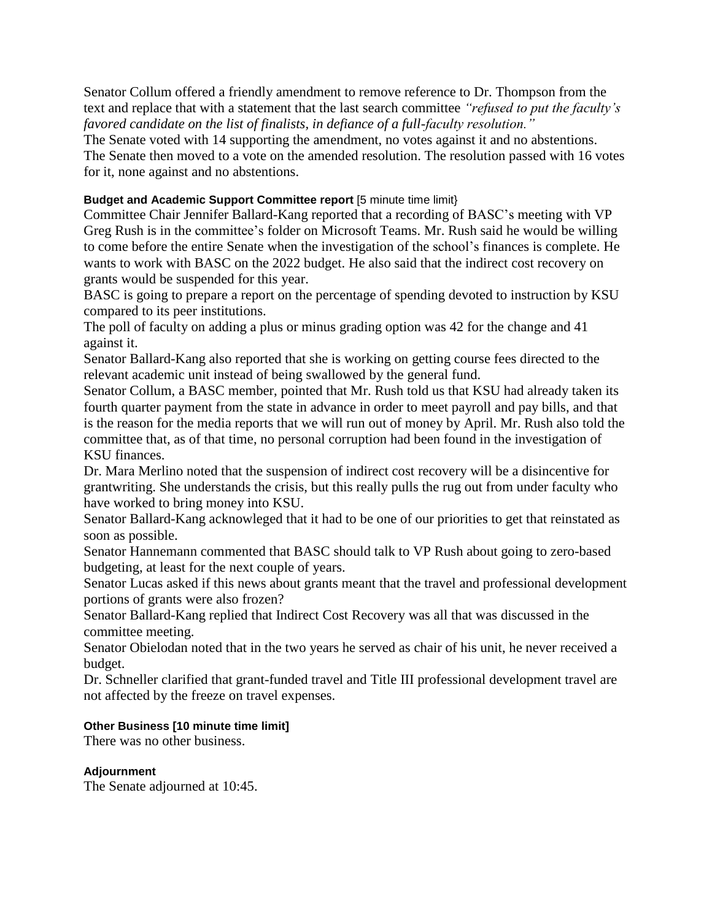Senator Collum offered a friendly amendment to remove reference to Dr. Thompson from the text and replace that with a statement that the last search committee *"refused to put the faculty's favored candidate on the list of finalists, in defiance of a full-faculty resolution."*
The Senate voted with 14 supporting the amendment, no votes against it and no abstentions. The Senate then moved to a vote on the amended resolution. The resolution passed with 16 votes for it, none against and no abstentions.

**Budget and Academic Support Committee report** [5 minute time limit}

Committee Chair Jennifer Ballard-Kang reported that a recording of BASC's meeting with VP Greg Rush is in the committee's folder on Microsoft Teams. Mr. Rush said he would be willing to come before the entire Senate when the investigation of the school's finances is complete. He wants to work with BASC on the 2022 budget. He also said that the indirect cost recovery on grants would be suspended for this year.

BASC is going to prepare a report on the percentage of spending devoted to instruction by KSU compared to its peer institutions.

The poll of faculty on adding a plus or minus grading option was 42 for the change and 41 against it.

Senator Ballard-Kang also reported that she is working on getting course fees directed to the relevant academic unit instead of being swallowed by the general fund.

Senator Collum, a BASC member, pointed that Mr. Rush told us that KSU had already taken its fourth quarter payment from the state in advance in order to meet payroll and pay bills, and that is the reason for the media reports that we will run out of money by April. Mr. Rush also told the committee that, as of that time, no personal corruption had been found in the investigation of KSU finances.

Dr. Mara Merlino noted that the suspension of indirect cost recovery will be a disincentive for grantwriting. She understands the crisis, but this really pulls the rug out from under faculty who have worked to bring money into KSU.

Senator Ballard-Kang acknowleged that it had to be one of our priorities to get that reinstated as soon as possible.

Senator Hannemann commented that BASC should talk to VP Rush about going to zero-based budgeting, at least for the next couple of years.

Senator Lucas asked if this news about grants meant that the travel and professional development portions of grants were also frozen?

Senator Ballard-Kang replied that Indirect Cost Recovery was all that was discussed in the committee meeting.

Senator Obielodan noted that in the two years he served as chair of his unit, he never received a budget.

Dr. Schneller clarified that grant-funded travel and Title III professional development travel are not affected by the freeze on travel expenses.

**Other Business [10 minute time limit]**

There was no other business.

**Adjournment**

The Senate adjourned at 10:45.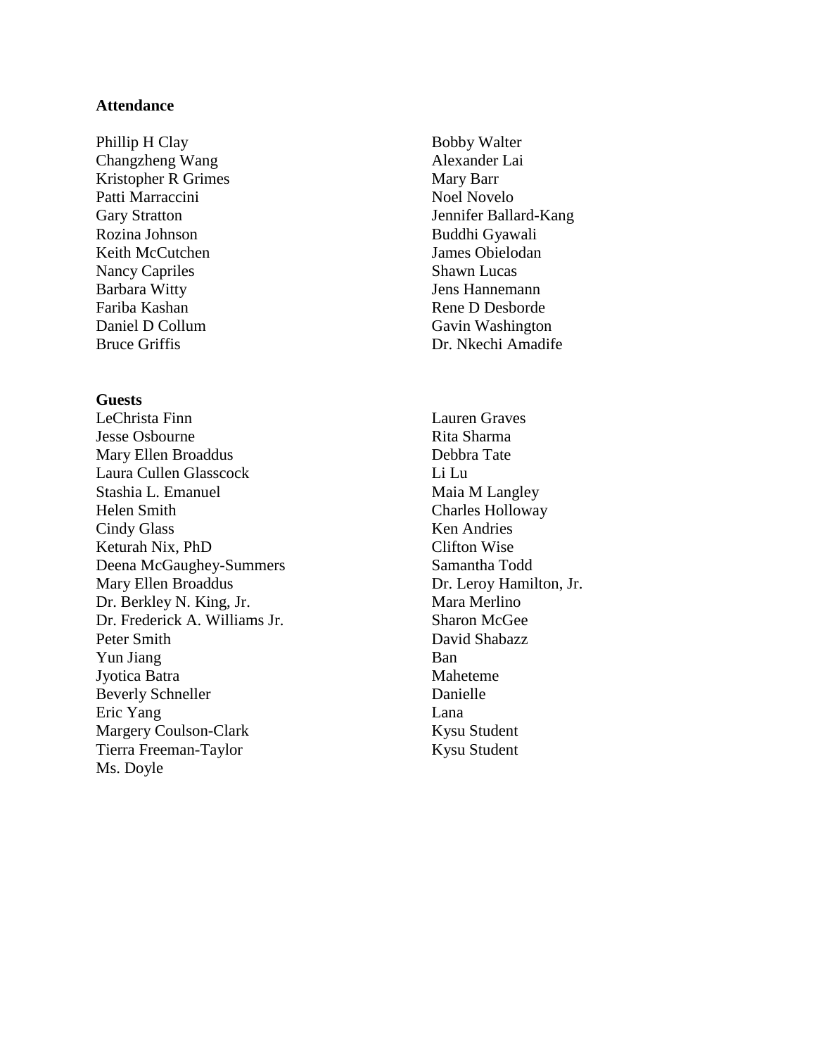**Attendance**

Phillip H Clay
Changzheng Wang
Kristopher R Grimes
Patti Marraccini
Gary Stratton
Rozina Johnson
Keith McCutchen
Nancy Capriles
Barbara Witty
Fariba Kashan
Daniel D Collum
Bruce Griffis
Bobby Walter
Alexander Lai
Mary Barr
Noel Novelo
Jennifer Ballard-Kang
Buddhi Gyawali
James Obielodan
Shawn Lucas
Jens Hannemann
Rene D Desborde
Gavin Washington
Dr. Nkechi Amadife

**Guests**

LeChrista Finn
Jesse Osbourne
Mary Ellen Broaddus
Laura Cullen Glasscock
Stashia L. Emanuel
Helen Smith
Cindy Glass
Keturah Nix, PhD
Deena McGaughey-Summers
Mary Ellen Broaddus
Dr. Berkley N. King, Jr.
Dr. Frederick A. Williams Jr.
Peter Smith
Yun Jiang
Jyotica Batra
Beverly Schneller
Eric Yang
Margery Coulson-Clark
Tierra Freeman-Taylor
Ms. Doyle
Lauren Graves
Rita Sharma
Debbra Tate
Li Lu
Maia M Langley
Charles Holloway
Ken Andries
Clifton Wise
Samantha Todd
Dr. Leroy Hamilton, Jr.
Mara Merlino
Sharon McGee
David Shabazz
Ban
Maheteme
Danielle
Lana
Kysu Student
Kysu Student